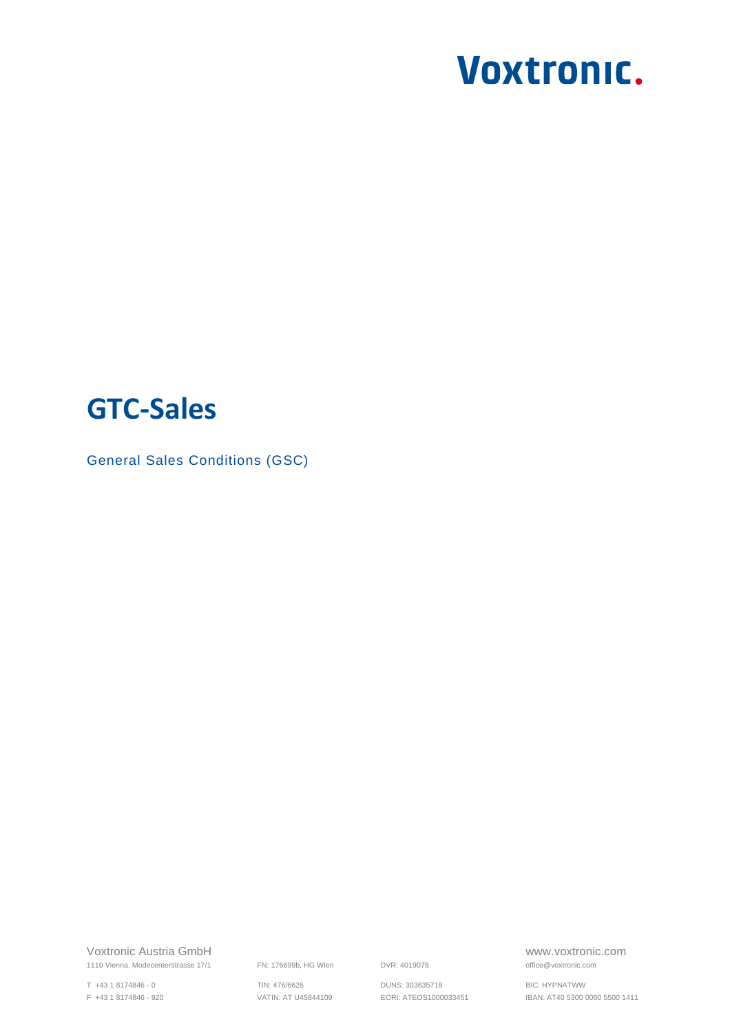Voxtronic.

# GTC-Sales

General Sales Conditions (GSC)

Voxtronic Austria GmbH
1110 Vienna, Modecenterstrasse 17/1

T +43 1 8174846 - 0
F +43 1 8174846 - 920

FN: 176699b, HG Wien

TIN: 476/6626
VATIN: AT U45844109

DVR: 4019078

DUNS: 303635718
EORI: ATEOS1000033451

www.voxtronic.com
office@voxtronic.com

BIC: HYPNATWW
IBAN: AT40 5300 0060 5500 1411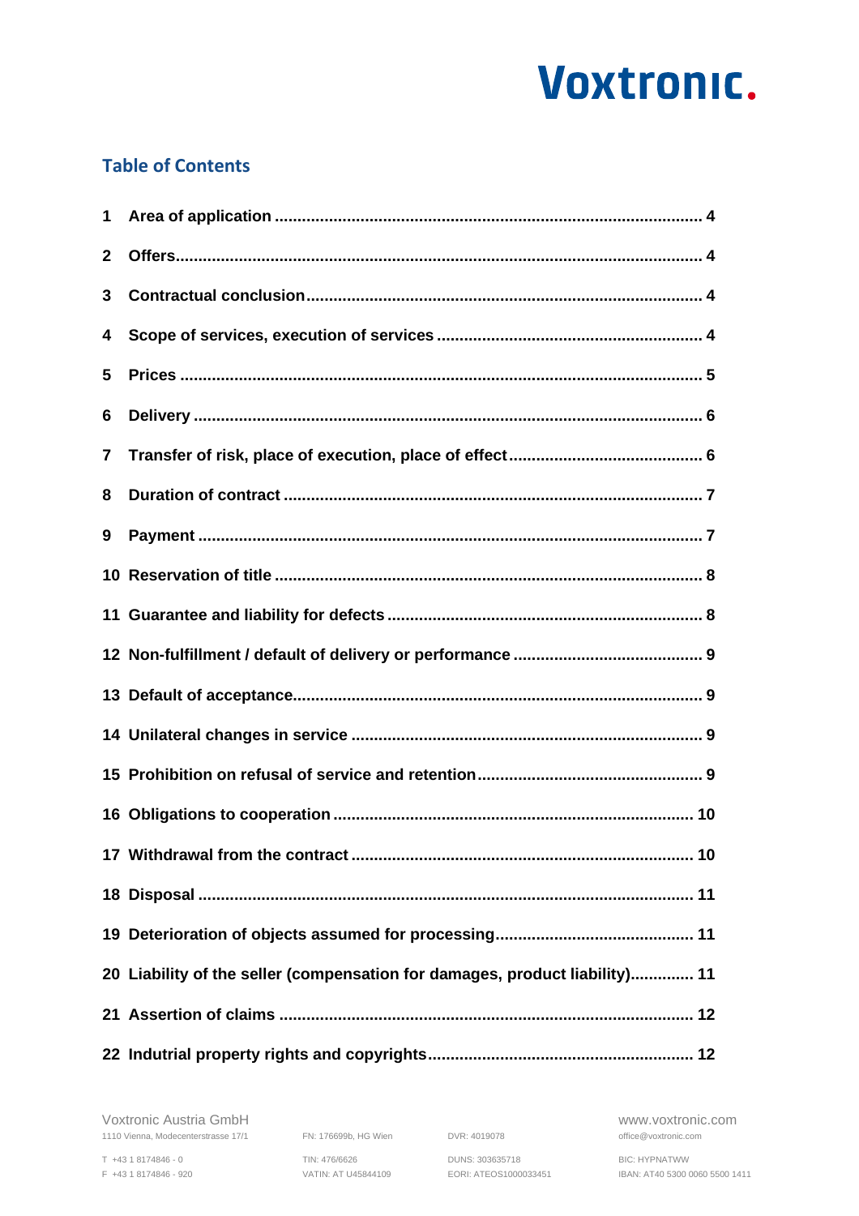## Table of Contents

1 Area of application ... 4

2 Offers ... 4

3 Contractual conclusion ... 4

4 Scope of services, execution of services ... 4

5 Prices ... 5

6 Delivery ... 6

7 Transfer of risk, place of execution, place of effect ... 6

8 Duration of contract ... 7

9 Payment ... 7

10 Reservation of title ... 8

11 Guarantee and liability for defects ... 8

12 Non-fulfillment / default of delivery or performance ... 9

13 Default of acceptance ... 9

14 Unilateral changes in service ... 9

15 Prohibition on refusal of service and retention ... 9

16 Obligations to cooperation ... 10

17 Withdrawal from the contract ... 10

18 Disposal ... 11

19 Deterioration of objects assumed for processing ... 11

20 Liability of the seller (compensation for damages, product liability) ... 11

21 Assertion of claims ... 12

22 Indutrial property rights and copyrights ... 12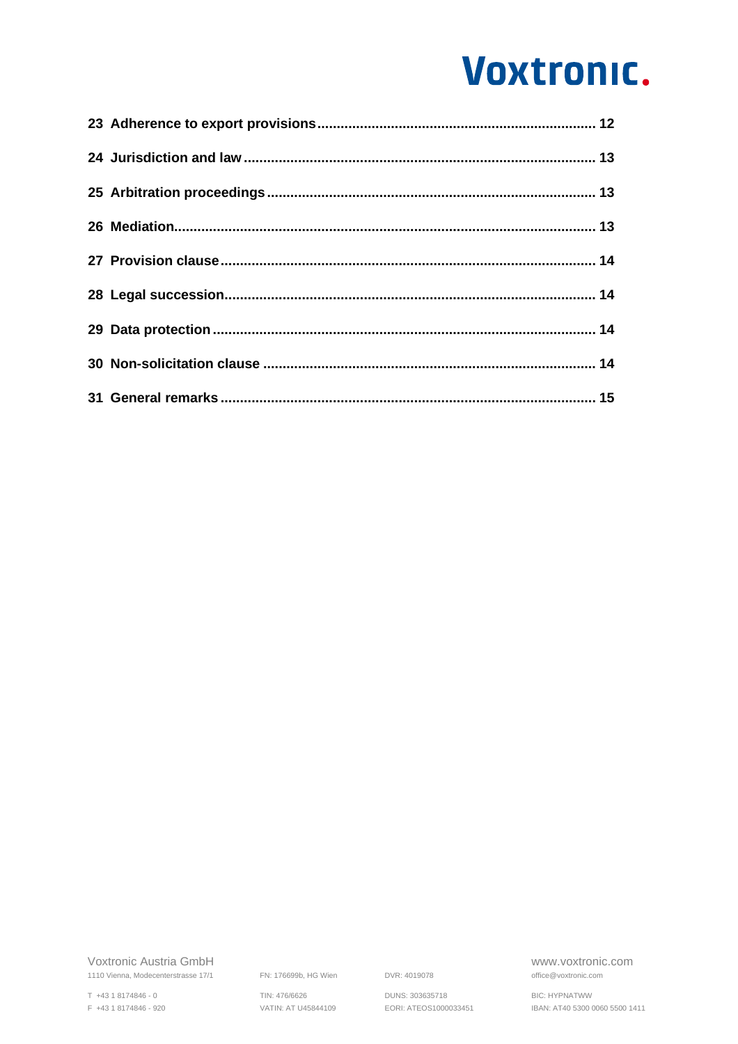**23 Adherence to export provisions....................................................................... 12**

**24 Jurisdiction and law ......................................................................................... 13**

**25 Arbitration proceedings ................................................................................... 13**

**26 Mediation.......................................................................................................... 13**

**27 Provision clause ............................................................................................... 14**

**28 Legal succession.............................................................................................. 14**

**29 Data protection ................................................................................................. 14**

**30 Non-solicitation clause .................................................................................... 14**

**31 General remarks ............................................................................................... 15**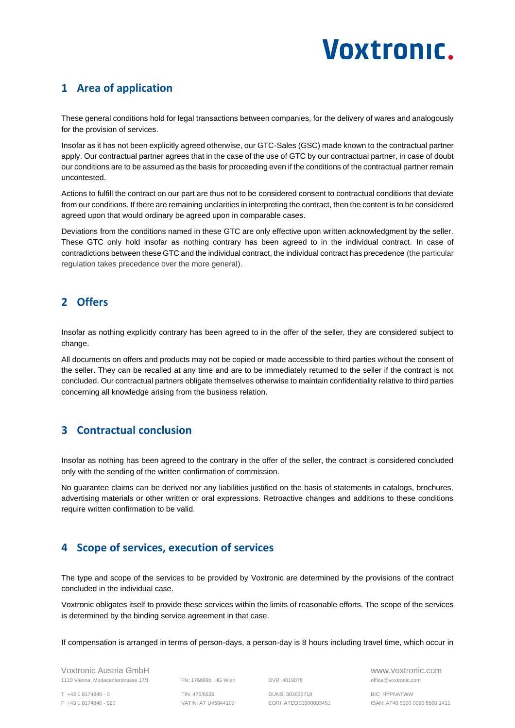## 1 Area of application

These general conditions hold for legal transactions between companies, for the delivery of wares and analogously for the provision of services.

Insofar as it has not been explicitly agreed otherwise, our GTC-Sales (GSC) made known to the contractual partner apply. Our contractual partner agrees that in the case of the use of GTC by our contractual partner, in case of doubt our conditions are to be assumed as the basis for proceeding even if the conditions of the contractual partner remain uncontested.

Actions to fulfill the contract on our part are thus not to be considered consent to contractual conditions that deviate from our conditions. If there are remaining unclarities in interpreting the contract, then the content is to be considered agreed upon that would ordinary be agreed upon in comparable cases.

Deviations from the conditions named in these GTC are only effective upon written acknowledgment by the seller. These GTC only hold insofar as nothing contrary has been agreed to in the individual contract. In case of contradictions between these GTC and the individual contract, the individual contract has precedence (the particular regulation takes precedence over the more general).

## 2 Offers

Insofar as nothing explicitly contrary has been agreed to in the offer of the seller, they are considered subject to change.

All documents on offers and products may not be copied or made accessible to third parties without the consent of the seller. They can be recalled at any time and are to be immediately returned to the seller if the contract is not concluded. Our contractual partners obligate themselves otherwise to maintain confidentiality relative to third parties concerning all knowledge arising from the business relation.

## 3 Contractual conclusion

Insofar as nothing has been agreed to the contrary in the offer of the seller, the contract is considered concluded only with the sending of the written confirmation of commission.

No guarantee claims can be derived nor any liabilities justified on the basis of statements in catalogs, brochures, advertising materials or other written or oral expressions. Retroactive changes and additions to these conditions require written confirmation to be valid.

## 4 Scope of services, execution of services

The type and scope of the services to be provided by Voxtronic are determined by the provisions of the contract concluded in the individual case.

Voxtronic obligates itself to provide these services within the limits of reasonable efforts. The scope of the services is determined by the binding service agreement in that case.

If compensation is arranged in terms of person-days, a person-day is 8 hours including travel time, which occur in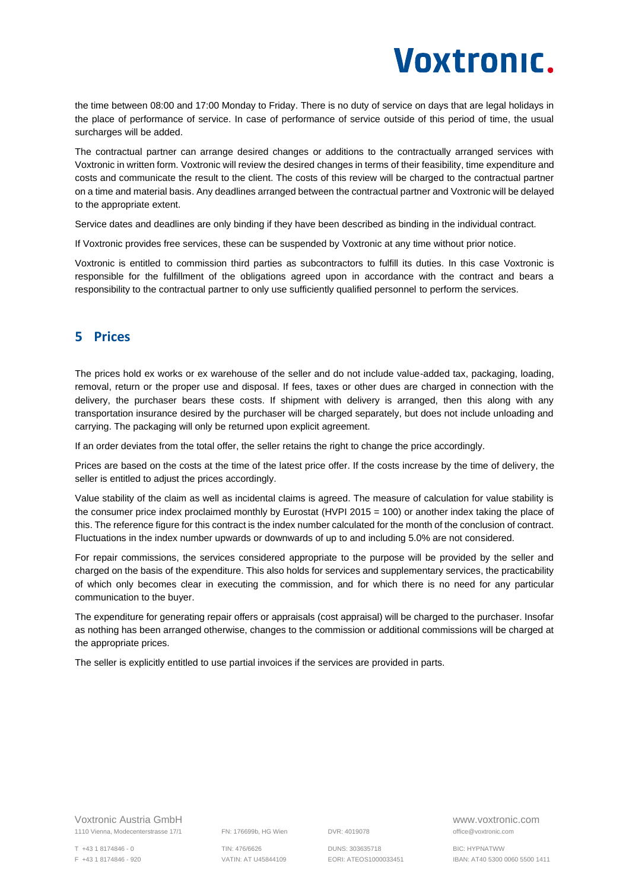the time between 08:00 and 17:00 Monday to Friday. There is no duty of service on days that are legal holidays in the place of performance of service. In case of performance of service outside of this period of time, the usual surcharges will be added.

The contractual partner can arrange desired changes or additions to the contractually arranged services with Voxtronic in written form. Voxtronic will review the desired changes in terms of their feasibility, time expenditure and costs and communicate the result to the client. The costs of this review will be charged to the contractual partner on a time and material basis. Any deadlines arranged between the contractual partner and Voxtronic will be delayed to the appropriate extent.

Service dates and deadlines are only binding if they have been described as binding in the individual contract.

If Voxtronic provides free services, these can be suspended by Voxtronic at any time without prior notice.

Voxtronic is entitled to commission third parties as subcontractors to fulfill its duties. In this case Voxtronic is responsible for the fulfillment of the obligations agreed upon in accordance with the contract and bears a responsibility to the contractual partner to only use sufficiently qualified personnel to perform the services.

## 5 Prices

The prices hold ex works or ex warehouse of the seller and do not include value-added tax, packaging, loading, removal, return or the proper use and disposal. If fees, taxes or other dues are charged in connection with the delivery, the purchaser bears these costs. If shipment with delivery is arranged, then this along with any transportation insurance desired by the purchaser will be charged separately, but does not include unloading and carrying. The packaging will only be returned upon explicit agreement.

If an order deviates from the total offer, the seller retains the right to change the price accordingly.

Prices are based on the costs at the time of the latest price offer. If the costs increase by the time of delivery, the seller is entitled to adjust the prices accordingly.

Value stability of the claim as well as incidental claims is agreed. The measure of calculation for value stability is the consumer price index proclaimed monthly by Eurostat (HVPI 2015 = 100) or another index taking the place of this. The reference figure for this contract is the index number calculated for the month of the conclusion of contract. Fluctuations in the index number upwards or downwards of up to and including 5.0% are not considered.

For repair commissions, the services considered appropriate to the purpose will be provided by the seller and charged on the basis of the expenditure. This also holds for services and supplementary services, the practicability of which only becomes clear in executing the commission, and for which there is no need for any particular communication to the buyer.

The expenditure for generating repair offers or appraisals (cost appraisal) will be charged to the purchaser. Insofar as nothing has been arranged otherwise, changes to the commission or additional commissions will be charged at the appropriate prices.

The seller is explicitly entitled to use partial invoices if the services are provided in parts.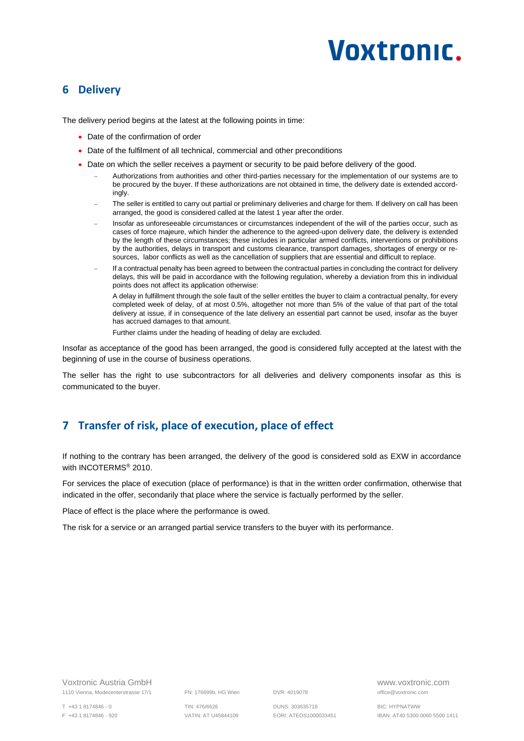## 6 Delivery

The delivery period begins at the latest at the following points in time:

- Date of the confirmation of order
- Date of the fulfilment of all technical, commercial and other preconditions
- Date on which the seller receives a payment or security to be paid before delivery of the good.
  - Authorizations from authorities and other third-parties necessary for the implementation of our systems are to be procured by the buyer. If these authorizations are not obtained in time, the delivery date is extended accordingly.
  - The seller is entitled to carry out partial or preliminary deliveries and charge for them. If delivery on call has been arranged, the good is considered called at the latest 1 year after the order.
  - Insofar as unforeseeable circumstances or circumstances independent of the will of the parties occur, such as cases of force majeure, which hinder the adherence to the agreed-upon delivery date, the delivery is extended by the length of these circumstances; these includes in particular armed conflicts, interventions or prohibitions by the authorities, delays in transport and customs clearance, transport damages, shortages of energy or resources, labor conflicts as well as the cancellation of suppliers that are essential and difficult to replace.
  - If a contractual penalty has been agreed to between the contractual parties in concluding the contract for delivery delays, this will be paid in accordance with the following regulation, whereby a deviation from this in individual points does not affect its application otherwise:

    A delay in fulfillment through the sole fault of the seller entitles the buyer to claim a contractual penalty, for every completed week of delay, of at most 0.5%, altogether not more than 5% of the value of that part of the total delivery at issue, if in consequence of the late delivery an essential part cannot be used, insofar as the buyer has accrued damages to that amount.

    Further claims under the heading of heading of delay are excluded.

Insofar as acceptance of the good has been arranged, the good is considered fully accepted at the latest with the beginning of use in the course of business operations.

The seller has the right to use subcontractors for all deliveries and delivery components insofar as this is communicated to the buyer.

## 7 Transfer of risk, place of execution, place of effect

If nothing to the contrary has been arranged, the delivery of the good is considered sold as EXW in accordance with INCOTERMS® 2010.

For services the place of execution (place of performance) is that in the written order confirmation, otherwise that indicated in the offer, secondarily that place where the service is factually performed by the seller.

Place of effect is the place where the performance is owed.

The risk for a service or an arranged partial service transfers to the buyer with its performance.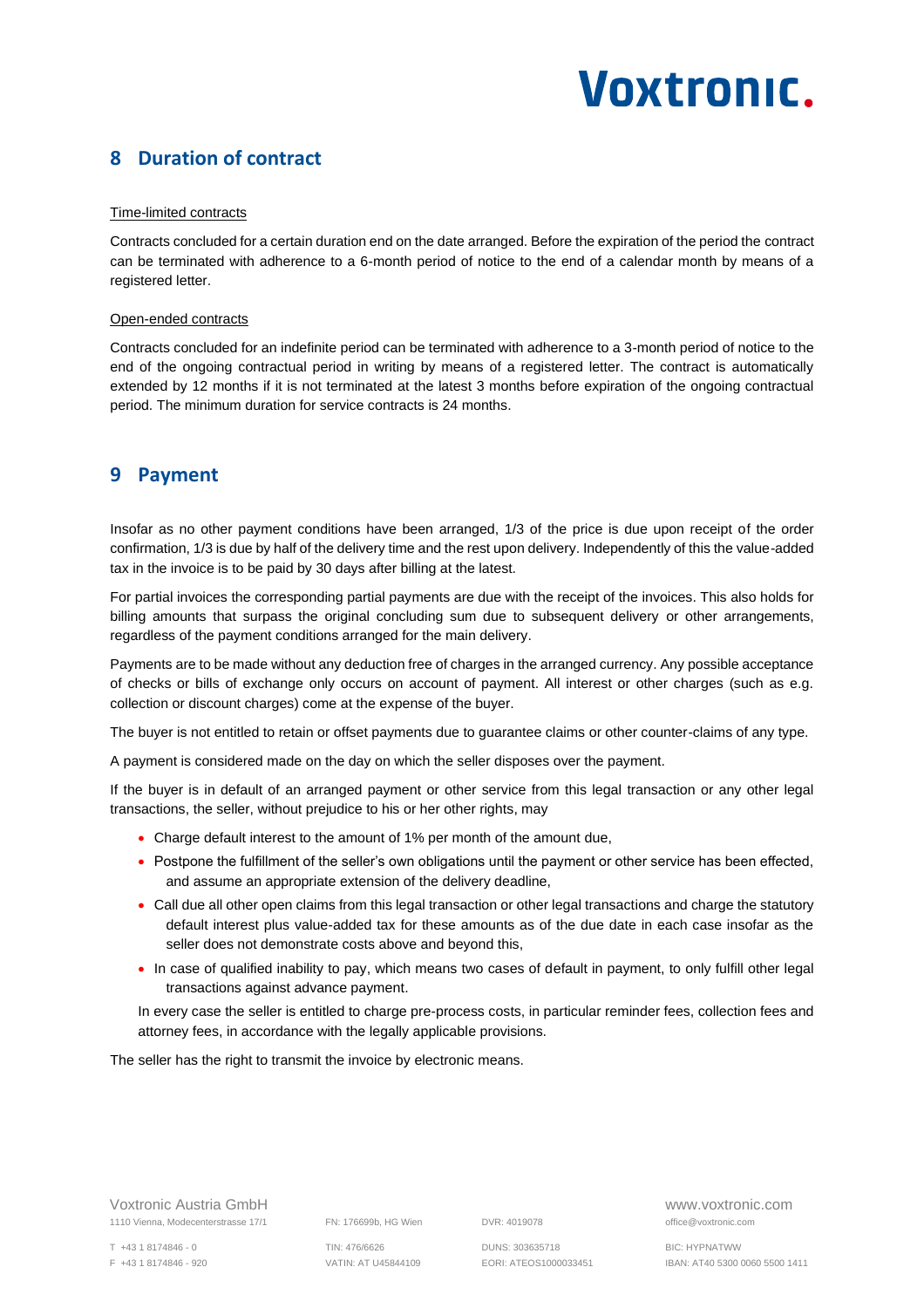## 8 Duration of contract

Time-limited contracts

Contracts concluded for a certain duration end on the date arranged. Before the expiration of the period the contract can be terminated with adherence to a 6-month period of notice to the end of a calendar month by means of a registered letter.

Open-ended contracts

Contracts concluded for an indefinite period can be terminated with adherence to a 3-month period of notice to the end of the ongoing contractual period in writing by means of a registered letter. The contract is automatically extended by 12 months if it is not terminated at the latest 3 months before expiration of the ongoing contractual period. The minimum duration for service contracts is 24 months.

## 9 Payment

Insofar as no other payment conditions have been arranged, 1/3 of the price is due upon receipt of the order confirmation, 1/3 is due by half of the delivery time and the rest upon delivery. Independently of this the value-added tax in the invoice is to be paid by 30 days after billing at the latest.

For partial invoices the corresponding partial payments are due with the receipt of the invoices. This also holds for billing amounts that surpass the original concluding sum due to subsequent delivery or other arrangements, regardless of the payment conditions arranged for the main delivery.

Payments are to be made without any deduction free of charges in the arranged currency. Any possible acceptance of checks or bills of exchange only occurs on account of payment. All interest or other charges (such as e.g. collection or discount charges) come at the expense of the buyer.

The buyer is not entitled to retain or offset payments due to guarantee claims or other counter-claims of any type.

A payment is considered made on the day on which the seller disposes over the payment.

If the buyer is in default of an arranged payment or other service from this legal transaction or any other legal transactions, the seller, without prejudice to his or her other rights, may

- Charge default interest to the amount of 1% per month of the amount due,
- Postpone the fulfillment of the seller's own obligations until the payment or other service has been effected, and assume an appropriate extension of the delivery deadline,
- Call due all other open claims from this legal transaction or other legal transactions and charge the statutory default interest plus value-added tax for these amounts as of the due date in each case insofar as the seller does not demonstrate costs above and beyond this,
- In case of qualified inability to pay, which means two cases of default in payment, to only fulfill other legal transactions against advance payment.

In every case the seller is entitled to charge pre-process costs, in particular reminder fees, collection fees and attorney fees, in accordance with the legally applicable provisions.

The seller has the right to transmit the invoice by electronic means.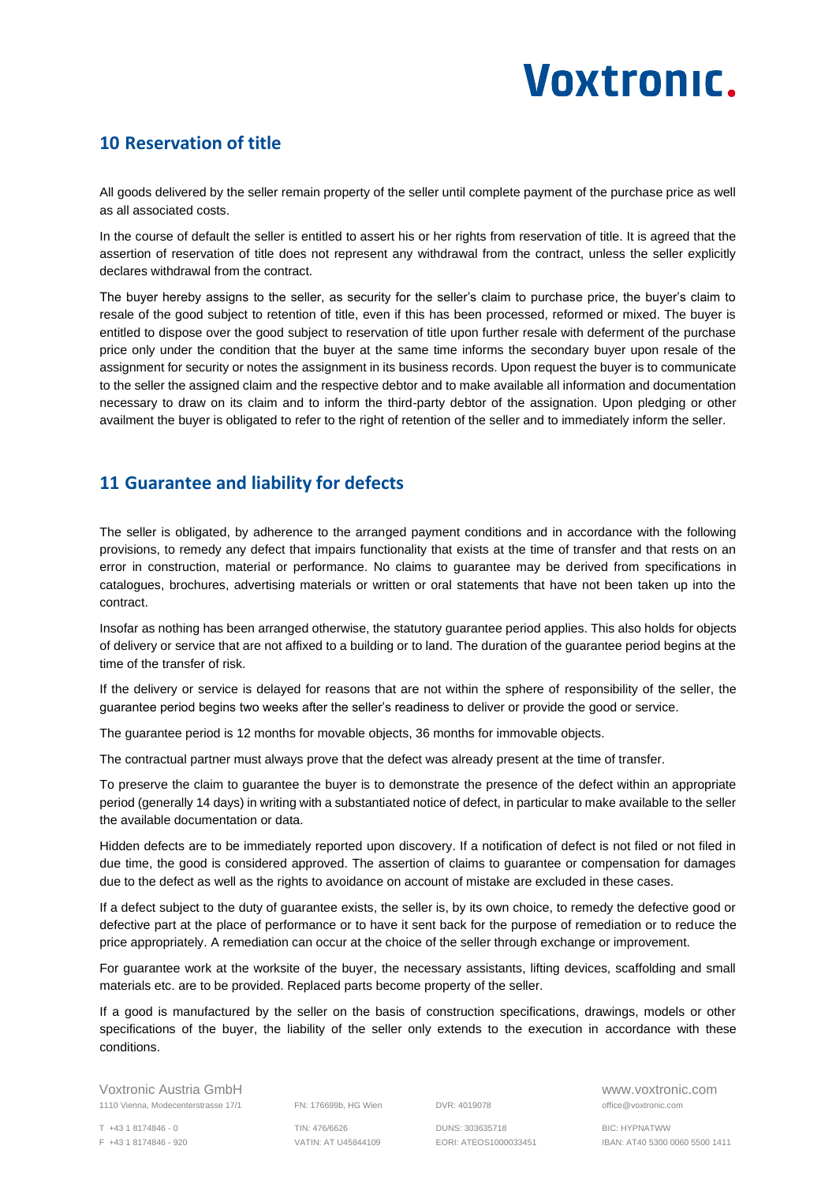## 10 Reservation of title

All goods delivered by the seller remain property of the seller until complete payment of the purchase price as well as all associated costs.

In the course of default the seller is entitled to assert his or her rights from reservation of title. It is agreed that the assertion of reservation of title does not represent any withdrawal from the contract, unless the seller explicitly declares withdrawal from the contract.

The buyer hereby assigns to the seller, as security for the seller's claim to purchase price, the buyer's claim to resale of the good subject to retention of title, even if this has been processed, reformed or mixed. The buyer is entitled to dispose over the good subject to reservation of title upon further resale with deferment of the purchase price only under the condition that the buyer at the same time informs the secondary buyer upon resale of the assignment for security or notes the assignment in its business records. Upon request the buyer is to communicate to the seller the assigned claim and the respective debtor and to make available all information and documentation necessary to draw on its claim and to inform the third-party debtor of the assignation. Upon pledging or other availment the buyer is obligated to refer to the right of retention of the seller and to immediately inform the seller.

## 11 Guarantee and liability for defects

The seller is obligated, by adherence to the arranged payment conditions and in accordance with the following provisions, to remedy any defect that impairs functionality that exists at the time of transfer and that rests on an error in construction, material or performance. No claims to guarantee may be derived from specifications in catalogues, brochures, advertising materials or written or oral statements that have not been taken up into the contract.

Insofar as nothing has been arranged otherwise, the statutory guarantee period applies. This also holds for objects of delivery or service that are not affixed to a building or to land. The duration of the guarantee period begins at the time of the transfer of risk.

If the delivery or service is delayed for reasons that are not within the sphere of responsibility of the seller, the guarantee period begins two weeks after the seller's readiness to deliver or provide the good or service.

The guarantee period is 12 months for movable objects, 36 months for immovable objects.

The contractual partner must always prove that the defect was already present at the time of transfer.

To preserve the claim to guarantee the buyer is to demonstrate the presence of the defect within an appropriate period (generally 14 days) in writing with a substantiated notice of defect, in particular to make available to the seller the available documentation or data.

Hidden defects are to be immediately reported upon discovery. If a notification of defect is not filed or not filed in due time, the good is considered approved. The assertion of claims to guarantee or compensation for damages due to the defect as well as the rights to avoidance on account of mistake are excluded in these cases.

If a defect subject to the duty of guarantee exists, the seller is, by its own choice, to remedy the defective good or defective part at the place of performance or to have it sent back for the purpose of remediation or to reduce the price appropriately. A remediation can occur at the choice of the seller through exchange or improvement.

For guarantee work at the worksite of the buyer, the necessary assistants, lifting devices, scaffolding and small materials etc. are to be provided. Replaced parts become property of the seller.

If a good is manufactured by the seller on the basis of construction specifications, drawings, models or other specifications of the buyer, the liability of the seller only extends to the execution in accordance with these conditions.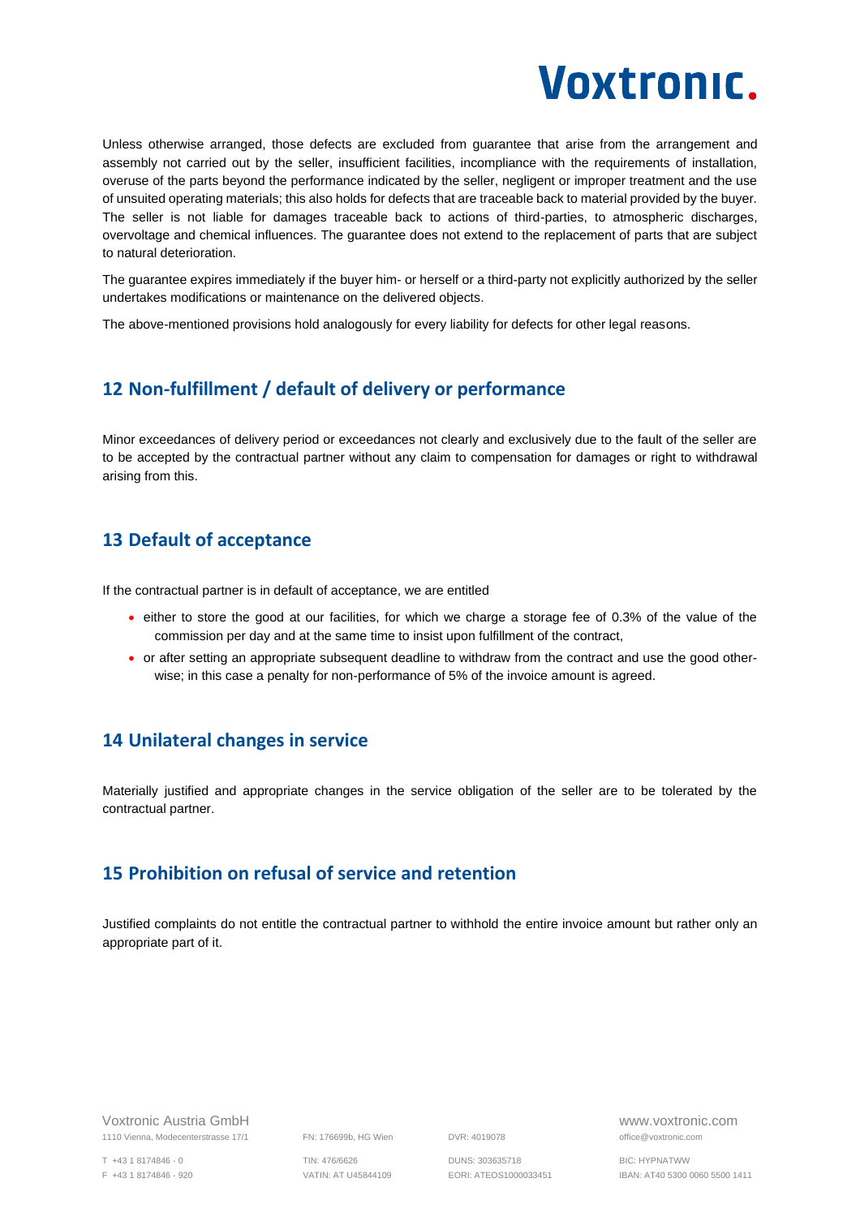Unless otherwise arranged, those defects are excluded from guarantee that arise from the arrangement and assembly not carried out by the seller, insufficient facilities, incompliance with the requirements of installation, overuse of the parts beyond the performance indicated by the seller, negligent or improper treatment and the use of unsuited operating materials; this also holds for defects that are traceable back to material provided by the buyer. The seller is not liable for damages traceable back to actions of third-parties, to atmospheric discharges, overvoltage and chemical influences. The guarantee does not extend to the replacement of parts that are subject to natural deterioration.

The guarantee expires immediately if the buyer him- or herself or a third-party not explicitly authorized by the seller undertakes modifications or maintenance on the delivered objects.

The above-mentioned provisions hold analogously for every liability for defects for other legal reasons.

## 12 Non-fulfillment / default of delivery or performance

Minor exceedances of delivery period or exceedances not clearly and exclusively due to the fault of the seller are to be accepted by the contractual partner without any claim to compensation for damages or right to withdrawal arising from this.

## 13 Default of acceptance

If the contractual partner is in default of acceptance, we are entitled

- either to store the good at our facilities, for which we charge a storage fee of 0.3% of the value of the commission per day and at the same time to insist upon fulfillment of the contract,
- or after setting an appropriate subsequent deadline to withdraw from the contract and use the good otherwise; in this case a penalty for non-performance of 5% of the invoice amount is agreed.

## 14 Unilateral changes in service

Materially justified and appropriate changes in the service obligation of the seller are to be tolerated by the contractual partner.

## 15 Prohibition on refusal of service and retention

Justified complaints do not entitle the contractual partner to withhold the entire invoice amount but rather only an appropriate part of it.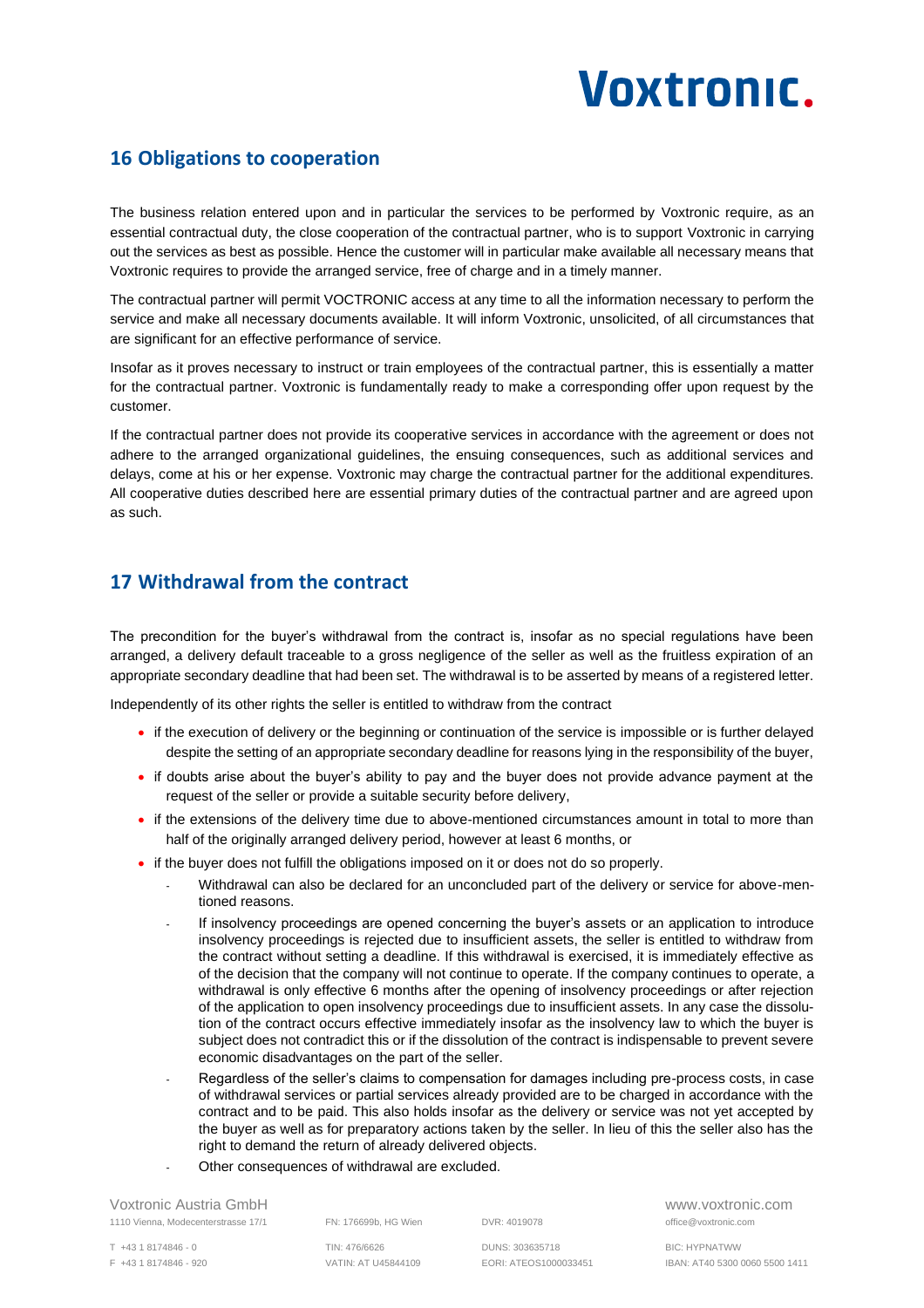## 16 Obligations to cooperation

The business relation entered upon and in particular the services to be performed by Voxtronic require, as an essential contractual duty, the close cooperation of the contractual partner, who is to support Voxtronic in carrying out the services as best as possible. Hence the customer will in particular make available all necessary means that Voxtronic requires to provide the arranged service, free of charge and in a timely manner.

The contractual partner will permit VOCTRONIC access at any time to all the information necessary to perform the service and make all necessary documents available. It will inform Voxtronic, unsolicited, of all circumstances that are significant for an effective performance of service.

Insofar as it proves necessary to instruct or train employees of the contractual partner, this is essentially a matter for the contractual partner. Voxtronic is fundamentally ready to make a corresponding offer upon request by the customer.

If the contractual partner does not provide its cooperative services in accordance with the agreement or does not adhere to the arranged organizational guidelines, the ensuing consequences, such as additional services and delays, come at his or her expense. Voxtronic may charge the contractual partner for the additional expenditures. All cooperative duties described here are essential primary duties of the contractual partner and are agreed upon as such.

## 17 Withdrawal from the contract

The precondition for the buyer's withdrawal from the contract is, insofar as no special regulations have been arranged, a delivery default traceable to a gross negligence of the seller as well as the fruitless expiration of an appropriate secondary deadline that had been set. The withdrawal is to be asserted by means of a registered letter.

Independently of its other rights the seller is entitled to withdraw from the contract

- if the execution of delivery or the beginning or continuation of the service is impossible or is further delayed despite the setting of an appropriate secondary deadline for reasons lying in the responsibility of the buyer,
- if doubts arise about the buyer's ability to pay and the buyer does not provide advance payment at the request of the seller or provide a suitable security before delivery,
- if the extensions of the delivery time due to above-mentioned circumstances amount in total to more than half of the originally arranged delivery period, however at least 6 months, or
- if the buyer does not fulfill the obligations imposed on it or does not do so properly.
  - Withdrawal can also be declared for an unconcluded part of the delivery or service for above-mentioned reasons.
  - If insolvency proceedings are opened concerning the buyer's assets or an application to introduce insolvency proceedings is rejected due to insufficient assets, the seller is entitled to withdraw from the contract without setting a deadline. If this withdrawal is exercised, it is immediately effective as of the decision that the company will not continue to operate. If the company continues to operate, a withdrawal is only effective 6 months after the opening of insolvency proceedings or after rejection of the application to open insolvency proceedings due to insufficient assets. In any case the dissolution of the contract occurs effective immediately insofar as the insolvency law to which the buyer is subject does not contradict this or if the dissolution of the contract is indispensable to prevent severe economic disadvantages on the part of the seller.
  - Regardless of the seller's claims to compensation for damages including pre-process costs, in case of withdrawal services or partial services already provided are to be charged in accordance with the contract and to be paid. This also holds insofar as the delivery or service was not yet accepted by the buyer as well as for preparatory actions taken by the seller. In lieu of this the seller also has the right to demand the return of already delivered objects.
  - Other consequences of withdrawal are excluded.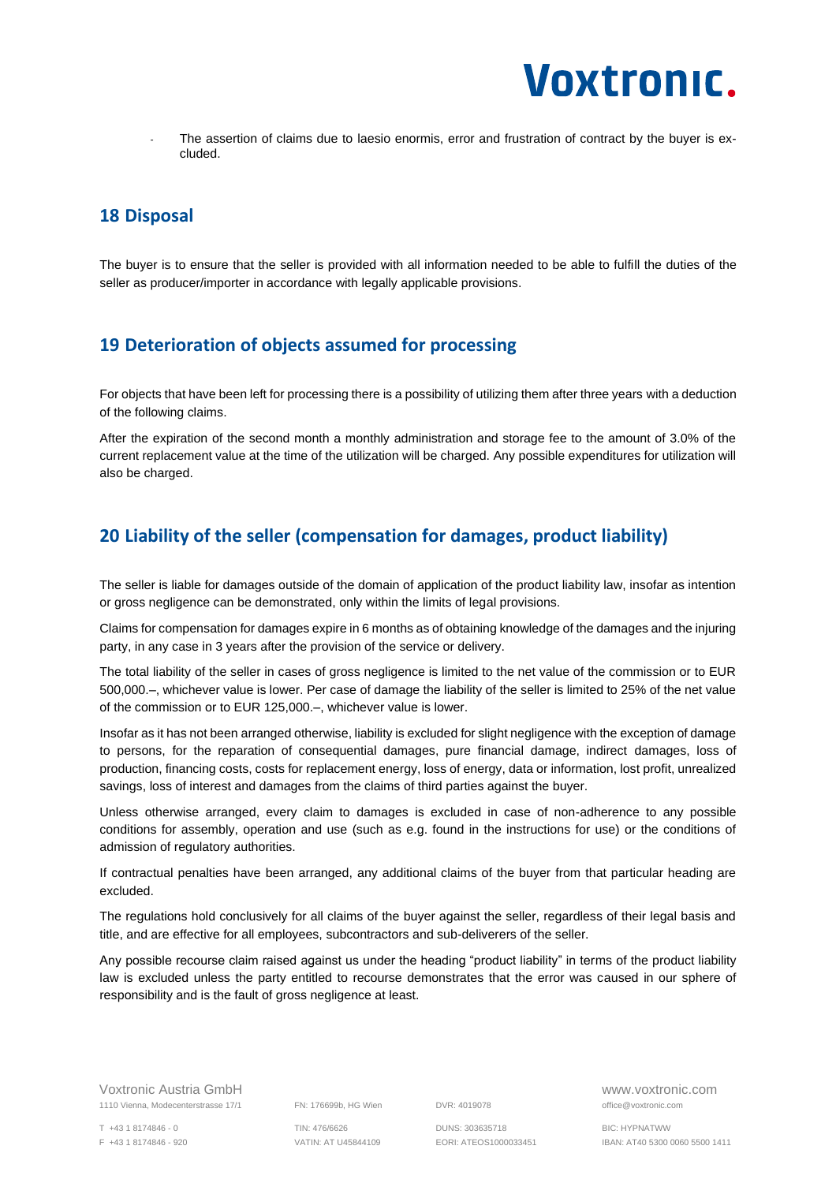- The assertion of claims due to laesio enormis, error and frustration of contract by the buyer is excluded.

## 18 Disposal

The buyer is to ensure that the seller is provided with all information needed to be able to fulfill the duties of the seller as producer/importer in accordance with legally applicable provisions.

## 19 Deterioration of objects assumed for processing

For objects that have been left for processing there is a possibility of utilizing them after three years with a deduction of the following claims.

After the expiration of the second month a monthly administration and storage fee to the amount of 3.0% of the current replacement value at the time of the utilization will be charged. Any possible expenditures for utilization will also be charged.

## 20 Liability of the seller (compensation for damages, product liability)

The seller is liable for damages outside of the domain of application of the product liability law, insofar as intention or gross negligence can be demonstrated, only within the limits of legal provisions.

Claims for compensation for damages expire in 6 months as of obtaining knowledge of the damages and the injuring party, in any case in 3 years after the provision of the service or delivery.

The total liability of the seller in cases of gross negligence is limited to the net value of the commission or to EUR 500,000.–, whichever value is lower. Per case of damage the liability of the seller is limited to 25% of the net value of the commission or to EUR 125,000.–, whichever value is lower.

Insofar as it has not been arranged otherwise, liability is excluded for slight negligence with the exception of damage to persons, for the reparation of consequential damages, pure financial damage, indirect damages, loss of production, financing costs, costs for replacement energy, loss of energy, data or information, lost profit, unrealized savings, loss of interest and damages from the claims of third parties against the buyer.

Unless otherwise arranged, every claim to damages is excluded in case of non-adherence to any possible conditions for assembly, operation and use (such as e.g. found in the instructions for use) or the conditions of admission of regulatory authorities.

If contractual penalties have been arranged, any additional claims of the buyer from that particular heading are excluded.

The regulations hold conclusively for all claims of the buyer against the seller, regardless of their legal basis and title, and are effective for all employees, subcontractors and sub-deliverers of the seller.

Any possible recourse claim raised against us under the heading "product liability" in terms of the product liability law is excluded unless the party entitled to recourse demonstrates that the error was caused in our sphere of responsibility and is the fault of gross negligence at least.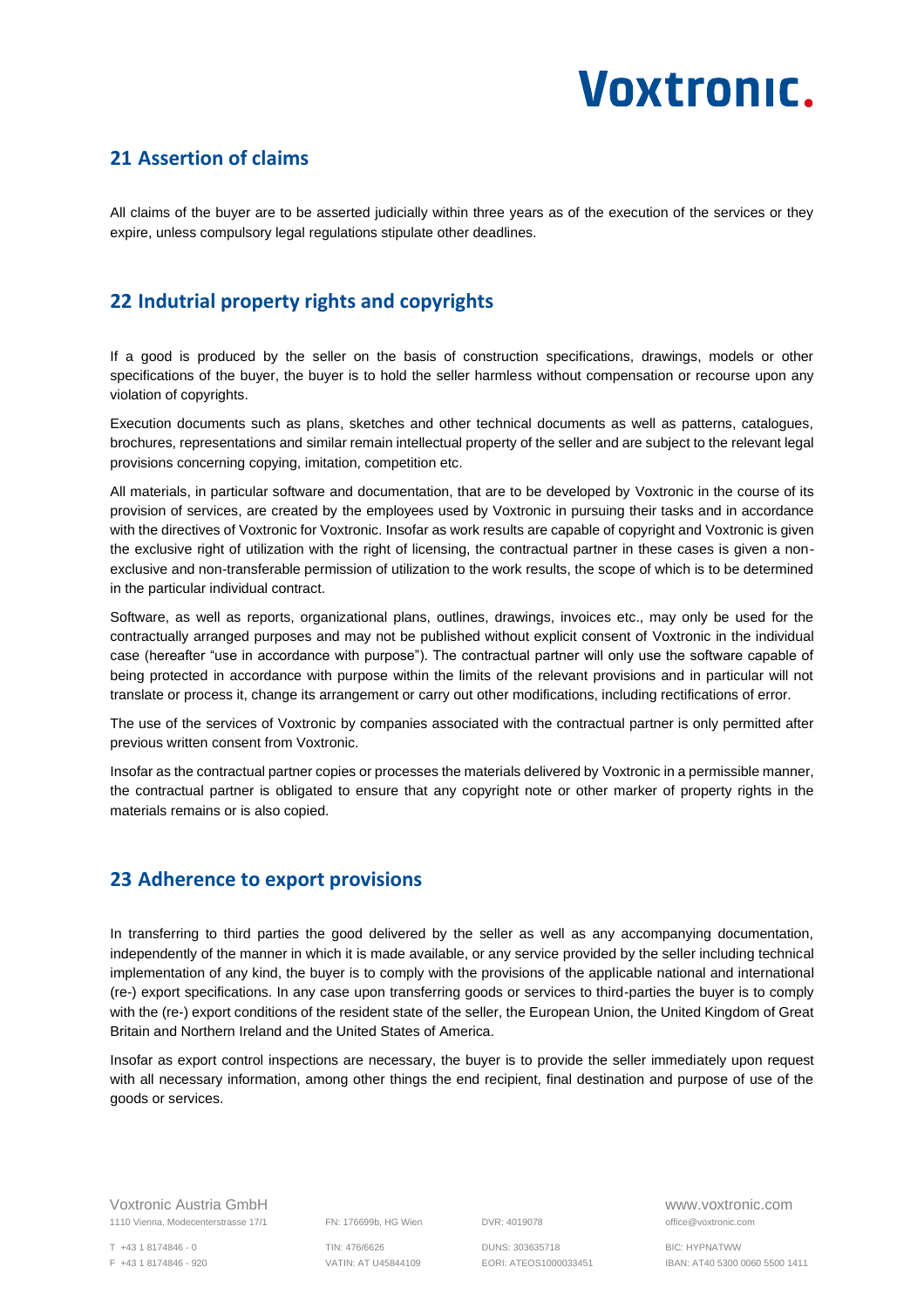## 21 Assertion of claims

All claims of the buyer are to be asserted judicially within three years as of the execution of the services or they expire, unless compulsory legal regulations stipulate other deadlines.

## 22 Indutrial property rights and copyrights

If a good is produced by the seller on the basis of construction specifications, drawings, models or other specifications of the buyer, the buyer is to hold the seller harmless without compensation or recourse upon any violation of copyrights.

Execution documents such as plans, sketches and other technical documents as well as patterns, catalogues, brochures, representations and similar remain intellectual property of the seller and are subject to the relevant legal provisions concerning copying, imitation, competition etc.

All materials, in particular software and documentation, that are to be developed by Voxtronic in the course of its provision of services, are created by the employees used by Voxtronic in pursuing their tasks and in accordance with the directives of Voxtronic for Voxtronic. Insofar as work results are capable of copyright and Voxtronic is given the exclusive right of utilization with the right of licensing, the contractual partner in these cases is given a non-exclusive and non-transferable permission of utilization to the work results, the scope of which is to be determined in the particular individual contract.

Software, as well as reports, organizational plans, outlines, drawings, invoices etc., may only be used for the contractually arranged purposes and may not be published without explicit consent of Voxtronic in the individual case (hereafter "use in accordance with purpose"). The contractual partner will only use the software capable of being protected in accordance with purpose within the limits of the relevant provisions and in particular will not translate or process it, change its arrangement or carry out other modifications, including rectifications of error.

The use of the services of Voxtronic by companies associated with the contractual partner is only permitted after previous written consent from Voxtronic.

Insofar as the contractual partner copies or processes the materials delivered by Voxtronic in a permissible manner, the contractual partner is obligated to ensure that any copyright note or other marker of property rights in the materials remains or is also copied.

## 23 Adherence to export provisions

In transferring to third parties the good delivered by the seller as well as any accompanying documentation, independently of the manner in which it is made available, or any service provided by the seller including technical implementation of any kind, the buyer is to comply with the provisions of the applicable national and international (re-) export specifications. In any case upon transferring goods or services to third-parties the buyer is to comply with the (re-) export conditions of the resident state of the seller, the European Union, the United Kingdom of Great Britain and Northern Ireland and the United States of America.

Insofar as export control inspections are necessary, the buyer is to provide the seller immediately upon request with all necessary information, among other things the end recipient, final destination and purpose of use of the goods or services.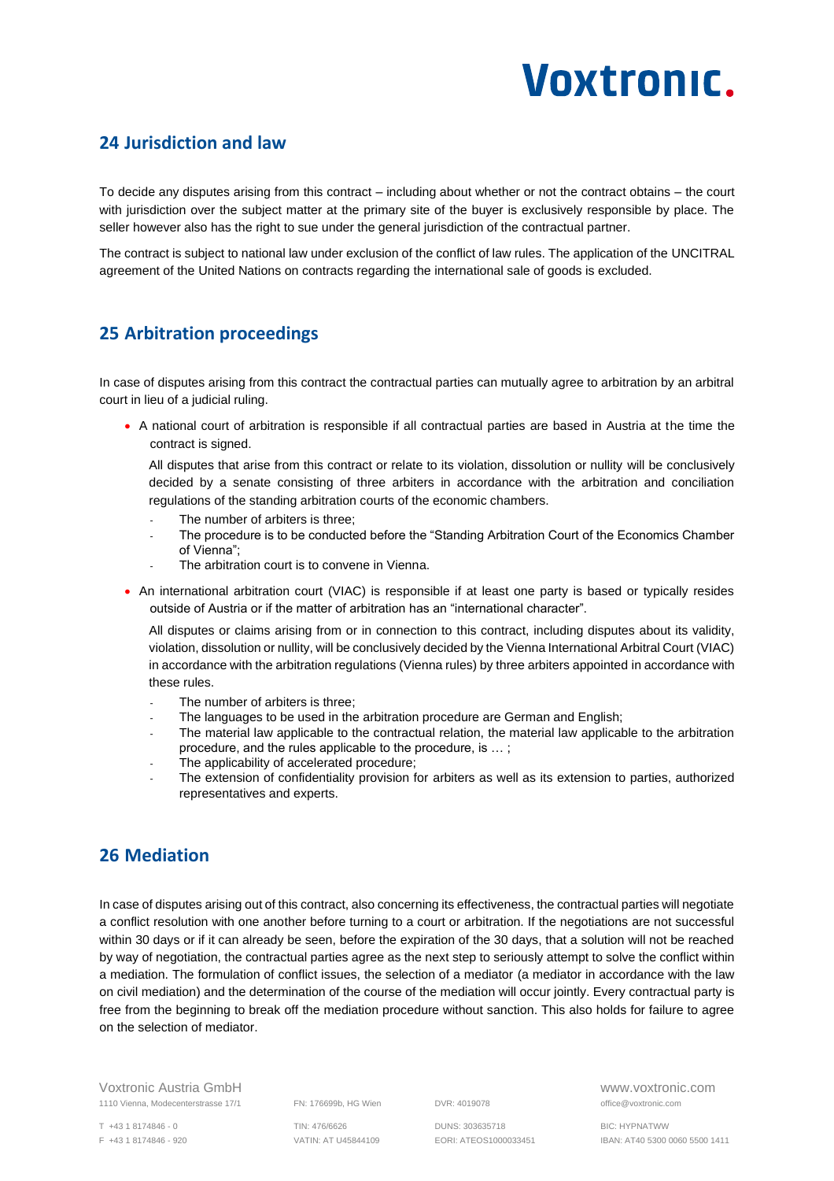## 24 Jurisdiction and law

To decide any disputes arising from this contract – including about whether or not the contract obtains – the court with jurisdiction over the subject matter at the primary site of the buyer is exclusively responsible by place. The seller however also has the right to sue under the general jurisdiction of the contractual partner.

The contract is subject to national law under exclusion of the conflict of law rules. The application of the UNCITRAL agreement of the United Nations on contracts regarding the international sale of goods is excluded.

## 25 Arbitration proceedings

In case of disputes arising from this contract the contractual parties can mutually agree to arbitration by an arbitral court in lieu of a judicial ruling.

- A national court of arbitration is responsible if all contractual parties are based in Austria at the time the contract is signed.

  All disputes that arise from this contract or relate to its violation, dissolution or nullity will be conclusively decided by a senate consisting of three arbiters in accordance with the arbitration and conciliation regulations of the standing arbitration courts of the economic chambers.

  - The number of arbiters is three;
  - The procedure is to be conducted before the "Standing Arbitration Court of the Economics Chamber of Vienna";
  - The arbitration court is to convene in Vienna.

- An international arbitration court (VIAC) is responsible if at least one party is based or typically resides outside of Austria or if the matter of arbitration has an "international character".

  All disputes or claims arising from or in connection to this contract, including disputes about its validity, violation, dissolution or nullity, will be conclusively decided by the Vienna International Arbitral Court (VIAC) in accordance with the arbitration regulations (Vienna rules) by three arbiters appointed in accordance with these rules.

  - The number of arbiters is three;
  - The languages to be used in the arbitration procedure are German and English;
  - The material law applicable to the contractual relation, the material law applicable to the arbitration procedure, and the rules applicable to the procedure, is … ;
  - The applicability of accelerated procedure;
  - The extension of confidentiality provision for arbiters as well as its extension to parties, authorized representatives and experts.

## 26 Mediation

In case of disputes arising out of this contract, also concerning its effectiveness, the contractual parties will negotiate a conflict resolution with one another before turning to a court or arbitration. If the negotiations are not successful within 30 days or if it can already be seen, before the expiration of the 30 days, that a solution will not be reached by way of negotiation, the contractual parties agree as the next step to seriously attempt to solve the conflict within a mediation. The formulation of conflict issues, the selection of a mediator (a mediator in accordance with the law on civil mediation) and the determination of the course of the mediation will occur jointly. Every contractual party is free from the beginning to break off the mediation procedure without sanction. This also holds for failure to agree on the selection of mediator.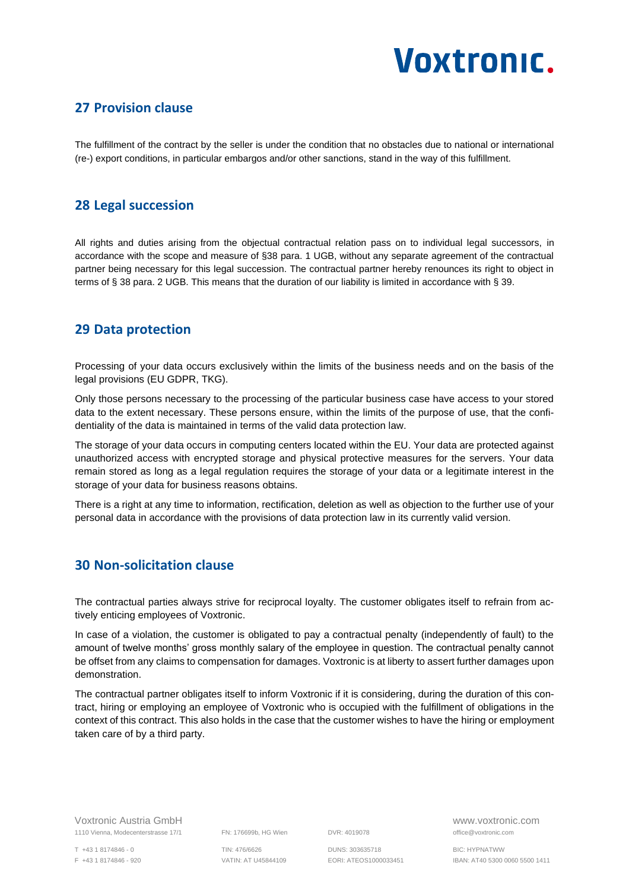## 27 Provision clause

The fulfillment of the contract by the seller is under the condition that no obstacles due to national or international (re-) export conditions, in particular embargos and/or other sanctions, stand in the way of this fulfillment.

## 28 Legal succession

All rights and duties arising from the objectual contractual relation pass on to individual legal successors, in accordance with the scope and measure of §38 para. 1 UGB, without any separate agreement of the contractual partner being necessary for this legal succession. The contractual partner hereby renounces its right to object in terms of § 38 para. 2 UGB. This means that the duration of our liability is limited in accordance with § 39.

## 29 Data protection

Processing of your data occurs exclusively within the limits of the business needs and on the basis of the legal provisions (EU GDPR, TKG).

Only those persons necessary to the processing of the particular business case have access to your stored data to the extent necessary. These persons ensure, within the limits of the purpose of use, that the confidentiality of the data is maintained in terms of the valid data protection law.

The storage of your data occurs in computing centers located within the EU. Your data are protected against unauthorized access with encrypted storage and physical protective measures for the servers. Your data remain stored as long as a legal regulation requires the storage of your data or a legitimate interest in the storage of your data for business reasons obtains.

There is a right at any time to information, rectification, deletion as well as objection to the further use of your personal data in accordance with the provisions of data protection law in its currently valid version.

## 30 Non-solicitation clause

The contractual parties always strive for reciprocal loyalty. The customer obligates itself to refrain from actively enticing employees of Voxtronic.

In case of a violation, the customer is obligated to pay a contractual penalty (independently of fault) to the amount of twelve months' gross monthly salary of the employee in question. The contractual penalty cannot be offset from any claims to compensation for damages. Voxtronic is at liberty to assert further damages upon demonstration.

The contractual partner obligates itself to inform Voxtronic if it is considering, during the duration of this contract, hiring or employing an employee of Voxtronic who is occupied with the fulfillment of obligations in the context of this contract. This also holds in the case that the customer wishes to have the hiring or employment taken care of by a third party.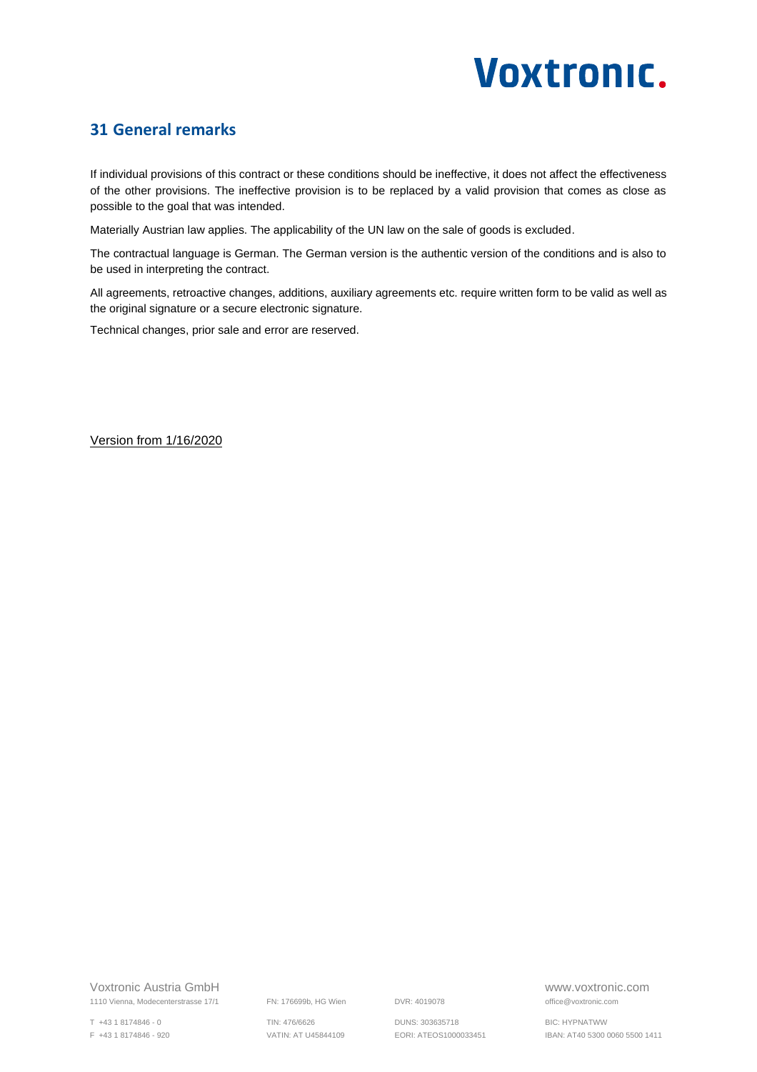## 31 General remarks

If individual provisions of this contract or these conditions should be ineffective, it does not affect the effectiveness of the other provisions. The ineffective provision is to be replaced by a valid provision that comes as close as possible to the goal that was intended.

Materially Austrian law applies. The applicability of the UN law on the sale of goods is excluded.

The contractual language is German. The German version is the authentic version of the conditions and is also to be used in interpreting the contract.

All agreements, retroactive changes, additions, auxiliary agreements etc. require written form to be valid as well as the original signature or a secure electronic signature.

Technical changes, prior sale and error are reserved.

Version from 1/16/2020